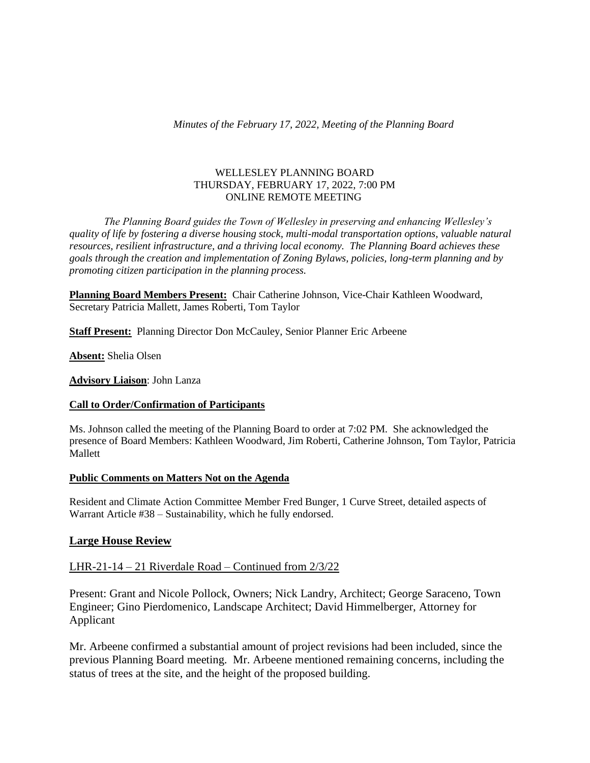*Minutes of the February 17, 2022, Meeting of the Planning Board*

WELLESLEY PLANNING BOARD
THURSDAY, FEBRUARY 17, 2022, 7:00 PM
ONLINE REMOTE MEETING

*The Planning Board guides the Town of Wellesley in preserving and enhancing Wellesley's quality of life by fostering a diverse housing stock, multi-modal transportation options, valuable natural resources, resilient infrastructure, and a thriving local economy. The Planning Board achieves these goals through the creation and implementation of Zoning Bylaws, policies, long-term planning and by promoting citizen participation in the planning process.*

**Planning Board Members Present:** Chair Catherine Johnson, Vice-Chair Kathleen Woodward, Secretary Patricia Mallett, James Roberti, Tom Taylor

**Staff Present:** Planning Director Don McCauley, Senior Planner Eric Arbeene

**Absent:** Shelia Olsen

**Advisory Liaison**: John Lanza

**Call to Order/Confirmation of Participants**

Ms. Johnson called the meeting of the Planning Board to order at 7:02 PM. She acknowledged the presence of Board Members: Kathleen Woodward, Jim Roberti, Catherine Johnson, Tom Taylor, Patricia Mallett

**Public Comments on Matters Not on the Agenda**

Resident and Climate Action Committee Member Fred Bunger, 1 Curve Street, detailed aspects of Warrant Article #38 – Sustainability, which he fully endorsed.

## Large House Review

LHR-21-14 – 21 Riverdale Road – Continued from 2/3/22

Present: Grant and Nicole Pollock, Owners; Nick Landry, Architect; George Saraceno, Town Engineer; Gino Pierdomenico, Landscape Architect; David Himmelberger, Attorney for Applicant

Mr. Arbeene confirmed a substantial amount of project revisions had been included, since the previous Planning Board meeting. Mr. Arbeene mentioned remaining concerns, including the status of trees at the site, and the height of the proposed building.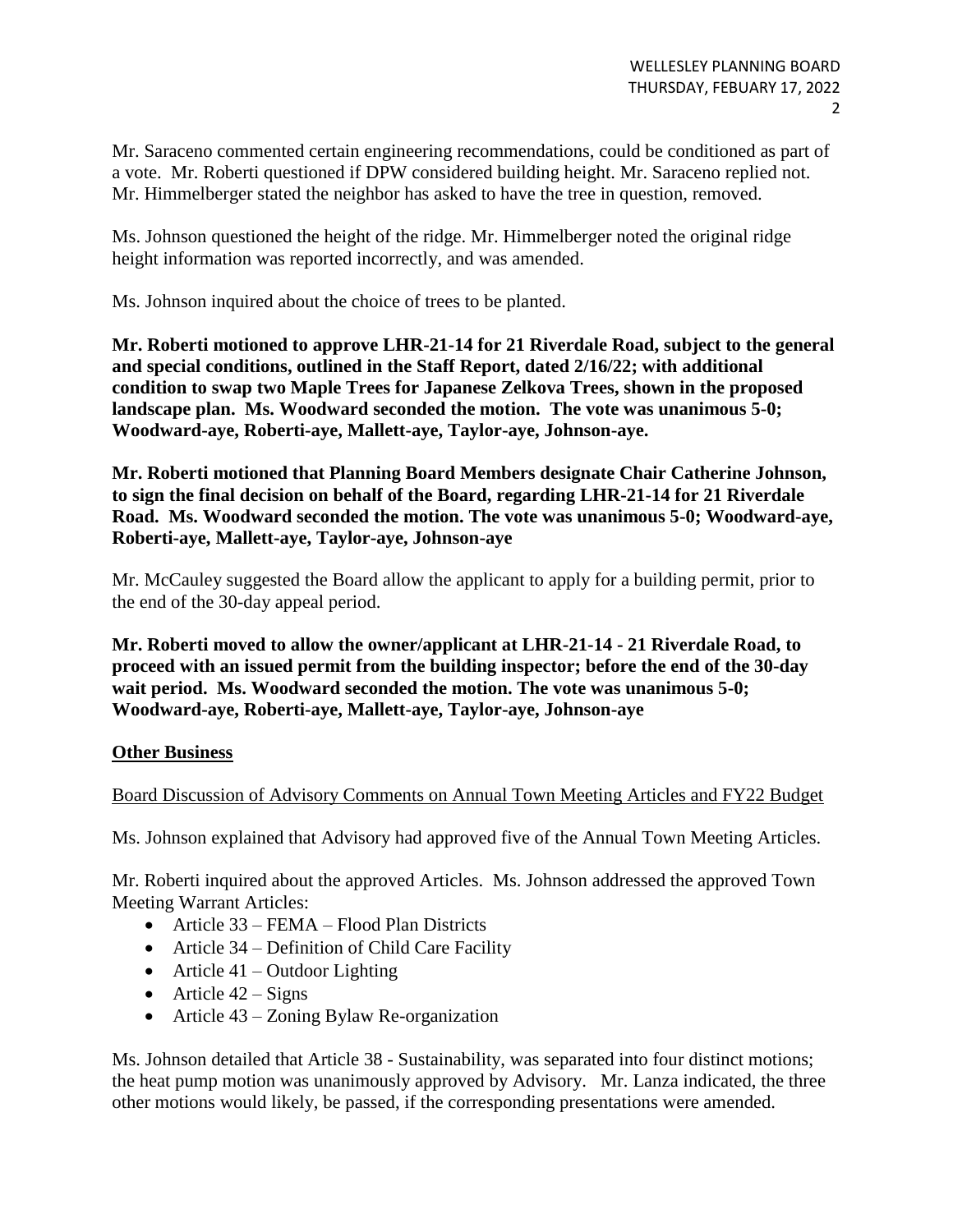Mr. Saraceno commented certain engineering recommendations, could be conditioned as part of a vote. Mr. Roberti questioned if DPW considered building height. Mr. Saraceno replied not. Mr. Himmelberger stated the neighbor has asked to have the tree in question, removed.

Ms. Johnson questioned the height of the ridge. Mr. Himmelberger noted the original ridge height information was reported incorrectly, and was amended.

Ms. Johnson inquired about the choice of trees to be planted.

**Mr. Roberti motioned to approve LHR-21-14 for 21 Riverdale Road, subject to the general and special conditions, outlined in the Staff Report, dated 2/16/22; with additional condition to swap two Maple Trees for Japanese Zelkova Trees, shown in the proposed landscape plan. Ms. Woodward seconded the motion. The vote was unanimous 5-0; Woodward-aye, Roberti-aye, Mallett-aye, Taylor-aye, Johnson-aye.**

**Mr. Roberti motioned that Planning Board Members designate Chair Catherine Johnson, to sign the final decision on behalf of the Board, regarding LHR-21-14 for 21 Riverdale Road. Ms. Woodward seconded the motion. The vote was unanimous 5-0; Woodward-aye, Roberti-aye, Mallett-aye, Taylor-aye, Johnson-aye**

Mr. McCauley suggested the Board allow the applicant to apply for a building permit, prior to the end of the 30-day appeal period.

**Mr. Roberti moved to allow the owner/applicant at LHR-21-14 - 21 Riverdale Road, to proceed with an issued permit from the building inspector; before the end of the 30-day wait period. Ms. Woodward seconded the motion. The vote was unanimous 5-0; Woodward-aye, Roberti-aye, Mallett-aye, Taylor-aye, Johnson-aye**

## Other Business

Board Discussion of Advisory Comments on Annual Town Meeting Articles and FY22 Budget

Ms. Johnson explained that Advisory had approved five of the Annual Town Meeting Articles.

Mr. Roberti inquired about the approved Articles. Ms. Johnson addressed the approved Town Meeting Warrant Articles:

- Article 33 – FEMA – Flood Plan Districts
- Article 34 – Definition of Child Care Facility
- Article 41 – Outdoor Lighting
- Article 42 – Signs
- Article 43 – Zoning Bylaw Re-organization

Ms. Johnson detailed that Article 38 - Sustainability, was separated into four distinct motions; the heat pump motion was unanimously approved by Advisory. Mr. Lanza indicated, the three other motions would likely, be passed, if the corresponding presentations were amended.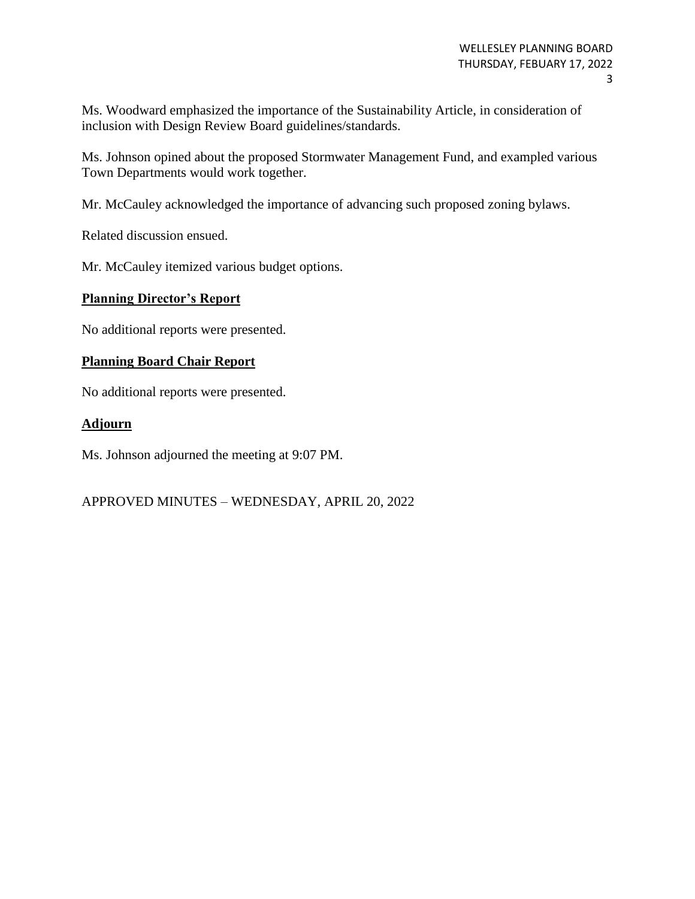Ms. Woodward emphasized the importance of the Sustainability Article, in consideration of inclusion with Design Review Board guidelines/standards.

Ms. Johnson opined about the proposed Stormwater Management Fund, and exampled various Town Departments would work together.

Mr. McCauley acknowledged the importance of advancing such proposed zoning bylaws.

Related discussion ensued.

Mr. McCauley itemized various budget options.

## **Planning Director's Report**

No additional reports were presented.

## **Planning Board Chair Report**

No additional reports were presented.

## **Adjourn**

Ms. Johnson adjourned the meeting at 9:07 PM.

APPROVED MINUTES – WEDNESDAY, APRIL 20, 2022